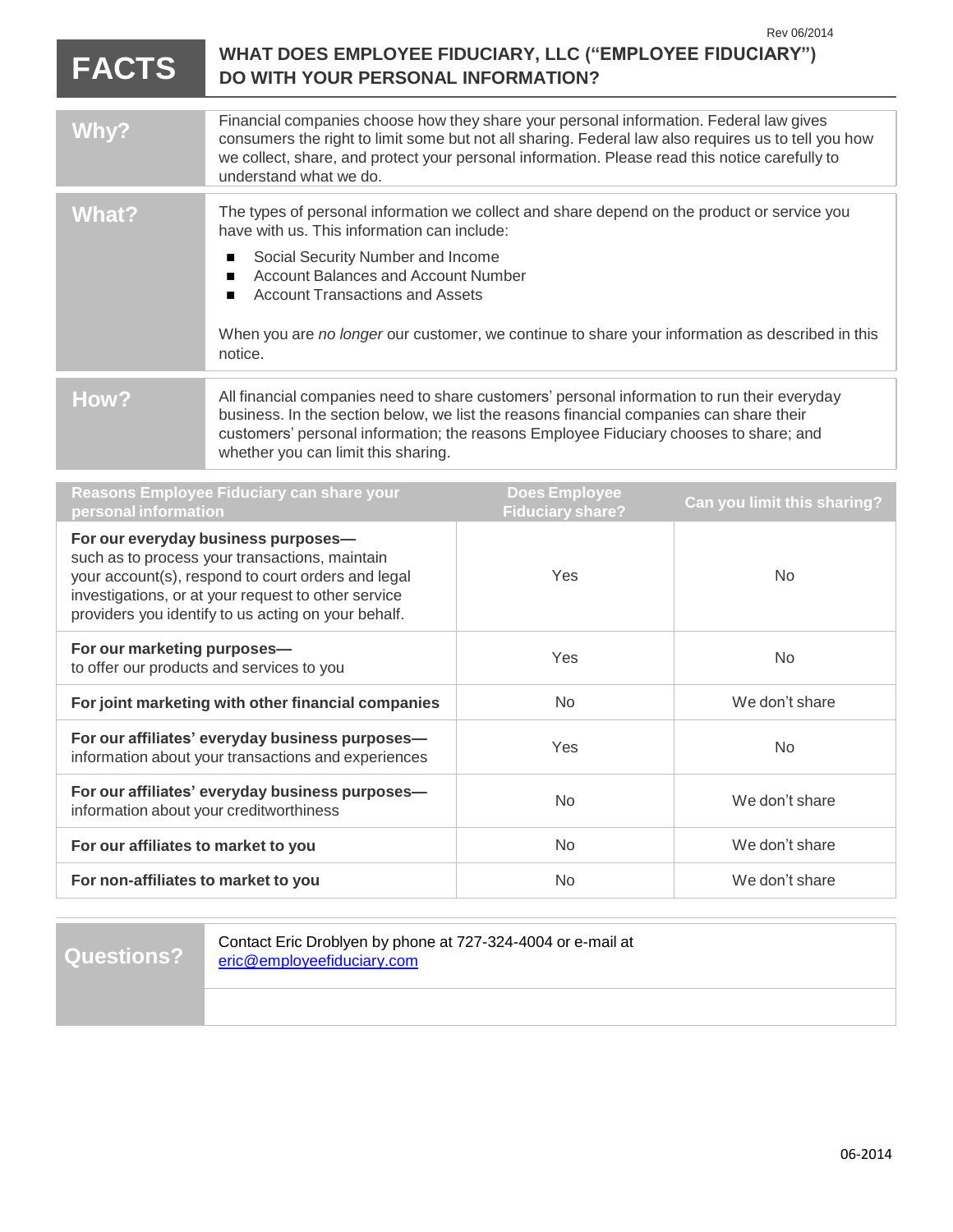Rev 06/2014

# FACTS — WHAT DOES EMPLOYEE FIDUCIARY, LLC ("EMPLOYEE FIDUCIARY") DO WITH YOUR PERSONAL INFORMATION?

| | |
|---|---|
| **Why?** | Financial companies choose how they share your personal information. Federal law gives consumers the right to limit some but not all sharing. Federal law also requires us to tell you how we collect, share, and protect your personal information. Please read this notice carefully to understand what we do. |
| **What?** | The types of personal information we collect and share depend on the product or service you have with us. This information can include:<br>■ Social Security Number and Income<br>■ Account Balances and Account Number<br>■ Account Transactions and Assets<br><br>When you are *no longer* our customer, we continue to share your information as described in this notice. |
| **How?** | All financial companies need to share customers' personal information to run their everyday business. In the section below, we list the reasons financial companies can share their customers' personal information; the reasons Employee Fiduciary chooses to share; and whether you can limit this sharing. |

| Reasons Employee Fiduciary can share your personal information | Does Employee Fiduciary share? | Can you limit this sharing? |
|---|---|---|
| **For our everyday business purposes—** such as to process your transactions, maintain your account(s), respond to court orders and legal investigations, or at your request to other service providers you identify to us acting on your behalf. | Yes | No |
| **For our marketing purposes—** to offer our products and services to you | Yes | No |
| **For joint marketing with other financial companies** | No | We don't share |
| **For our affiliates' everyday business purposes—** information about your transactions and experiences | Yes | No |
| **For our affiliates' everyday business purposes—** information about your creditworthiness | No | We don't share |
| **For our affiliates to market to you** | No | We don't share |
| **For non-affiliates to market to you** | No | We don't share |

| | |
|---|---|
| **Questions?** | Contact Eric Droblyen by phone at 727-324-4004 or e-mail at eric@employeefiduciary.com |

06-2014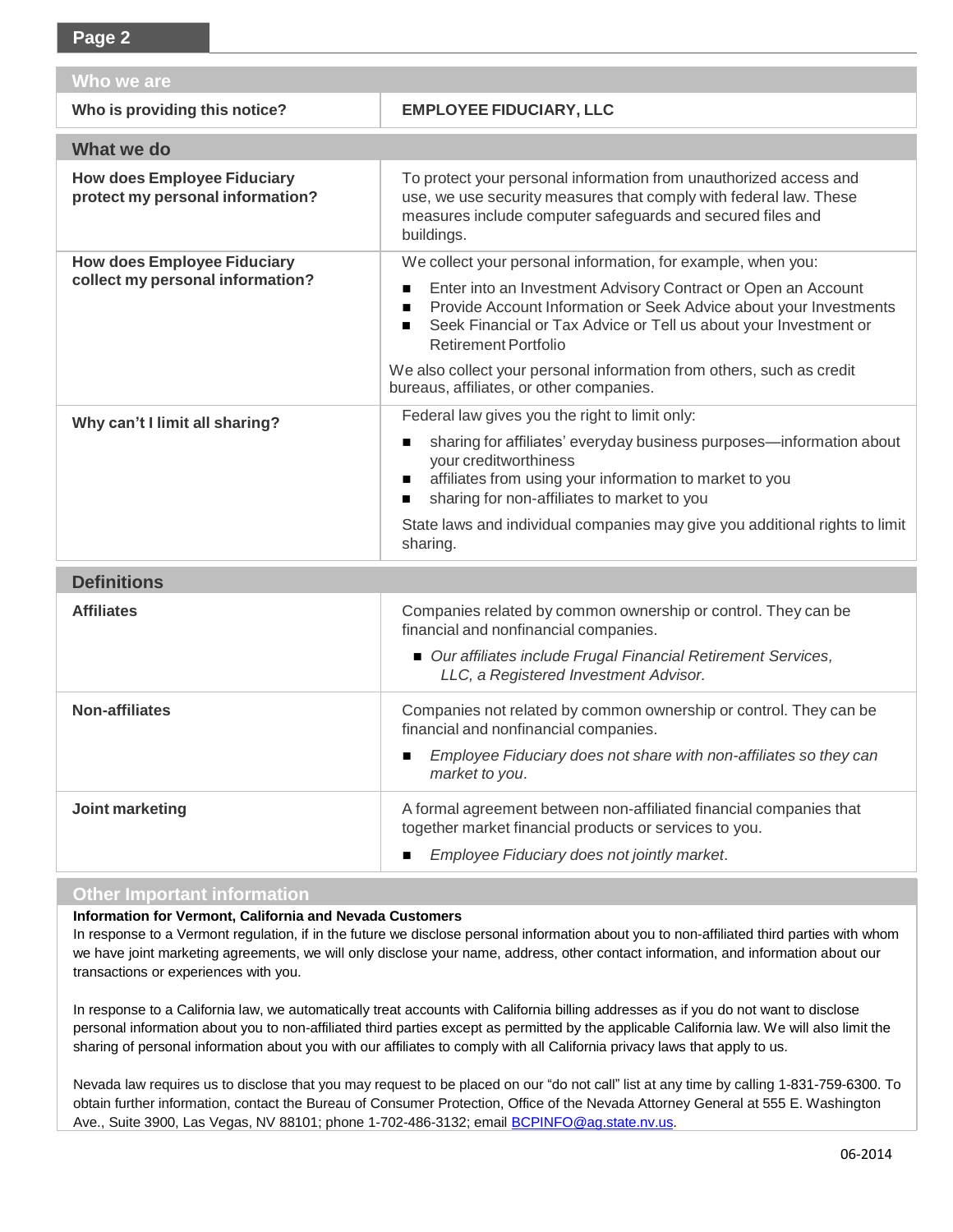| Who we are | |
|---|---|
| **Who is providing this notice?** | **EMPLOYEE FIDUCIARY, LLC** |

| What we do | |
|---|---|
| **How does Employee Fiduciary protect my personal information?** | To protect your personal information from unauthorized access and use, we use security measures that comply with federal law. These measures include computer safeguards and secured files and buildings. |
| **How does Employee Fiduciary collect my personal information?** | We collect your personal information, for example, when you:<br>■ Enter into an Investment Advisory Contract or Open an Account<br>■ Provide Account Information or Seek Advice about your Investments<br>■ Seek Financial or Tax Advice or Tell us about your Investment or Retirement Portfolio<br>We also collect your personal information from others, such as credit bureaus, affiliates, or other companies. |
| **Why can't I limit all sharing?** | Federal law gives you the right to limit only:<br>■ sharing for affiliates' everyday business purposes—information about your creditworthiness<br>■ affiliates from using your information to market to you<br>■ sharing for non-affiliates to market to you<br>State laws and individual companies may give you additional rights to limit sharing. |

| Definitions | |
|---|---|
| **Affiliates** | Companies related by common ownership or control. They can be financial and nonfinancial companies.<br>■ *Our affiliates include Frugal Financial Retirement Services, LLC, a Registered Investment Advisor.* |
| **Non-affiliates** | Companies not related by common ownership or control. They can be financial and nonfinancial companies.<br>■ *Employee Fiduciary does not share with non-affiliates so they can market to you*. |
| **Joint marketing** | A formal agreement between non-affiliated financial companies that together market financial products or services to you.<br>■ *Employee Fiduciary does not jointly market*. |

## Other Important information

**Information for Vermont, California and Nevada Customers**

In response to a Vermont regulation, if in the future we disclose personal information about you to non-affiliated third parties with whom we have joint marketing agreements, we will only disclose your name, address, other contact information, and information about our transactions or experiences with you.

In response to a California law, we automatically treat accounts with California billing addresses as if you do not want to disclose personal information about you to non-affiliated third parties except as permitted by the applicable California law. We will also limit the sharing of personal information about you with our affiliates to comply with all California privacy laws that apply to us.

Nevada law requires us to disclose that you may request to be placed on our "do not call" list at any time by calling 1-831-759-6300. To obtain further information, contact the Bureau of Consumer Protection, Office of the Nevada Attorney General at 555 E. Washington Ave., Suite 3900, Las Vegas, NV 88101; phone 1-702-486-3132; email BCPINFO@ag.state.nv.us.

06-2014